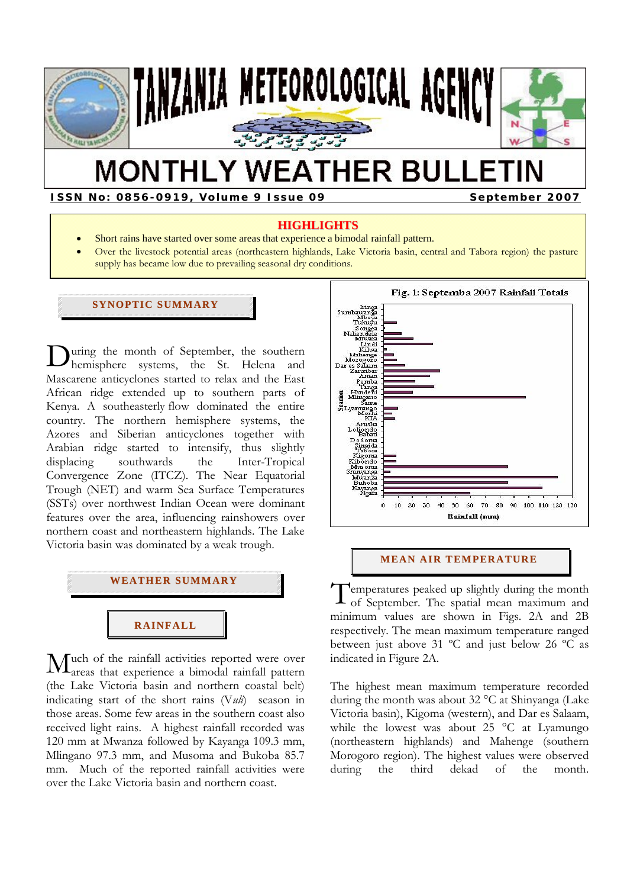# TANZANIA METEOROLOGICAL AGENCY

# MONTHLY WEATHER BULLETIN

**ISSN No: 0856-0919, Volume 9 Issue 09** **September 2007**

## HIGHLIGHTS

- Short rains have started over some areas that experience a bimodal rainfall pattern.
- Over the livestock potential areas (northeastern highlands, Lake Victoria basin, central and Tabora region) the pasture supply has became low due to prevailing seasonal dry conditions.

## SYNOPTIC SUMMARY

During the month of September, the southern hemisphere systems, the St. Helena and Mascarene anticyclones started to relax and the East African ridge extended up to southern parts of Kenya. A southeasterly flow dominated the entire country. The northern hemisphere systems, the Azores and Siberian anticyclones together with Arabian ridge started to intensify, thus slightly displacing southwards the Inter-Tropical Convergence Zone (ITCZ). The Near Equatorial Trough (NET) and warm Sea Surface Temperatures (SSTs) over northwest Indian Ocean were dominant features over the area, influencing rainshowers over northern coast and northeastern highlands. The Lake Victoria basin was dominated by a weak trough.

## WEATHER SUMMARY

### RAINFALL

Much of the rainfall activities reported were over areas that experience a bimodal rainfall pattern (the Lake Victoria basin and northern coastal belt) indicating start of the short rains (*Vuli*) season in those areas. Some few areas in the southern coast also received light rains. A highest rainfall recorded was 120 mm at Mwanza followed by Kayanga 109.3 mm, Mlingano 97.3 mm, and Musoma and Bukoba 85.7 mm. Much of the reported rainfall activities were over the Lake Victoria basin and northern coast.

**Fig. 1: Septemba 2007 Rainfall Totals**

Stations: Iringa, Sumbawanga, Mbeya, Tukuyu, Songea, Naliendele, Mtwara, Lindi, Kilwa, Mahenge, Morogoro, Dar es Salaam, Zanzibar, Amani, Pemba, Tanga, Handeni, Mlingano, Same, Lyamungo, Moshi, KIA, Arusha, Loliondo, Babati, Dodoma, Singida, Tabora, Kigoma, Kibondo, Musoma, Shinyanga, Mwanza, Bukoba, Kayanga, Ngara

Rainfall (mm): 0–130

## MEAN AIR TEMPERATURE

Temperatures peaked up slightly during the month of September. The spatial mean maximum and minimum values are shown in Figs. 2A and 2B respectively. The mean maximum temperature ranged between just above 31 ºC and just below 26 ºC as indicated in Figure 2A.

The highest mean maximum temperature recorded during the month was about 32 °C at Shinyanga (Lake Victoria basin), Kigoma (western), and Dar es Salaam, while the lowest was about 25 °C at Lyamungo (northeastern highlands) and Mahenge (southern Morogoro region). The highest values were observed during the third dekad of the month.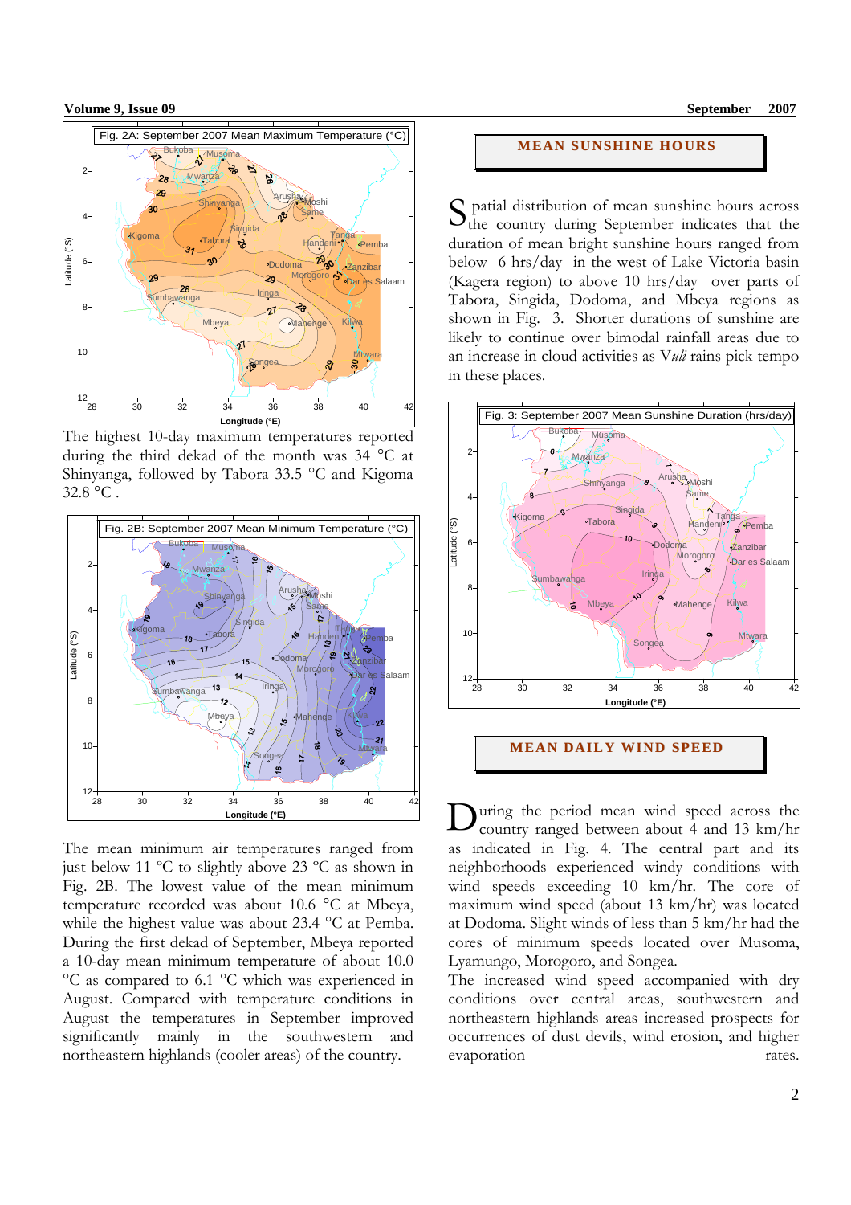Fig. 2A: September 2007 Mean Maximum Temperature (°C)

The highest 10-day maximum temperatures reported during the third dekad of the month was 34 °C at Shinyanga, followed by Tabora 33.5 °C and Kigoma 32.8 °C .

Fig. 2B: September 2007 Mean Minimum Temperature (°C)

The mean minimum air temperatures ranged from just below 11 ºC to slightly above 23 ºC as shown in Fig. 2B. The lowest value of the mean minimum temperature recorded was about 10.6 °C at Mbeya, while the highest value was about 23.4 °C at Pemba. During the first dekad of September, Mbeya reported a 10-day mean minimum temperature of about 10.0 °C as compared to 6.1 °C which was experienced in August. Compared with temperature conditions in August the temperatures in September improved significantly mainly in the southwestern and northeastern highlands (cooler areas) of the country.

## MEAN SUNSHINE HOURS

Spatial distribution of mean sunshine hours across the country during September indicates that the duration of mean bright sunshine hours ranged from below 6 hrs/day in the west of Lake Victoria basin (Kagera region) to above 10 hrs/day over parts of Tabora, Singida, Dodoma, and Mbeya regions as shown in Fig. 3. Shorter durations of sunshine are likely to continue over bimodal rainfall areas due to an increase in cloud activities as V*uli* rains pick tempo in these places.

Fig. 3: September 2007 Mean Sunshine Duration (hrs/day)

## MEAN DAILY WIND SPEED

During the period mean wind speed across the country ranged between about 4 and 13 km/hr as indicated in Fig. 4. The central part and its neighborhoods experienced windy conditions with wind speeds exceeding 10 km/hr. The core of maximum wind speed (about 13 km/hr) was located at Dodoma. Slight winds of less than 5 km/hr had the cores of minimum speeds located over Musoma, Lyamungo, Morogoro, and Songea.

The increased wind speed accompanied with dry conditions over central areas, southwestern and northeastern highlands increased prospects for occurrences of dust devils, wind erosion, and higher evaporation rates.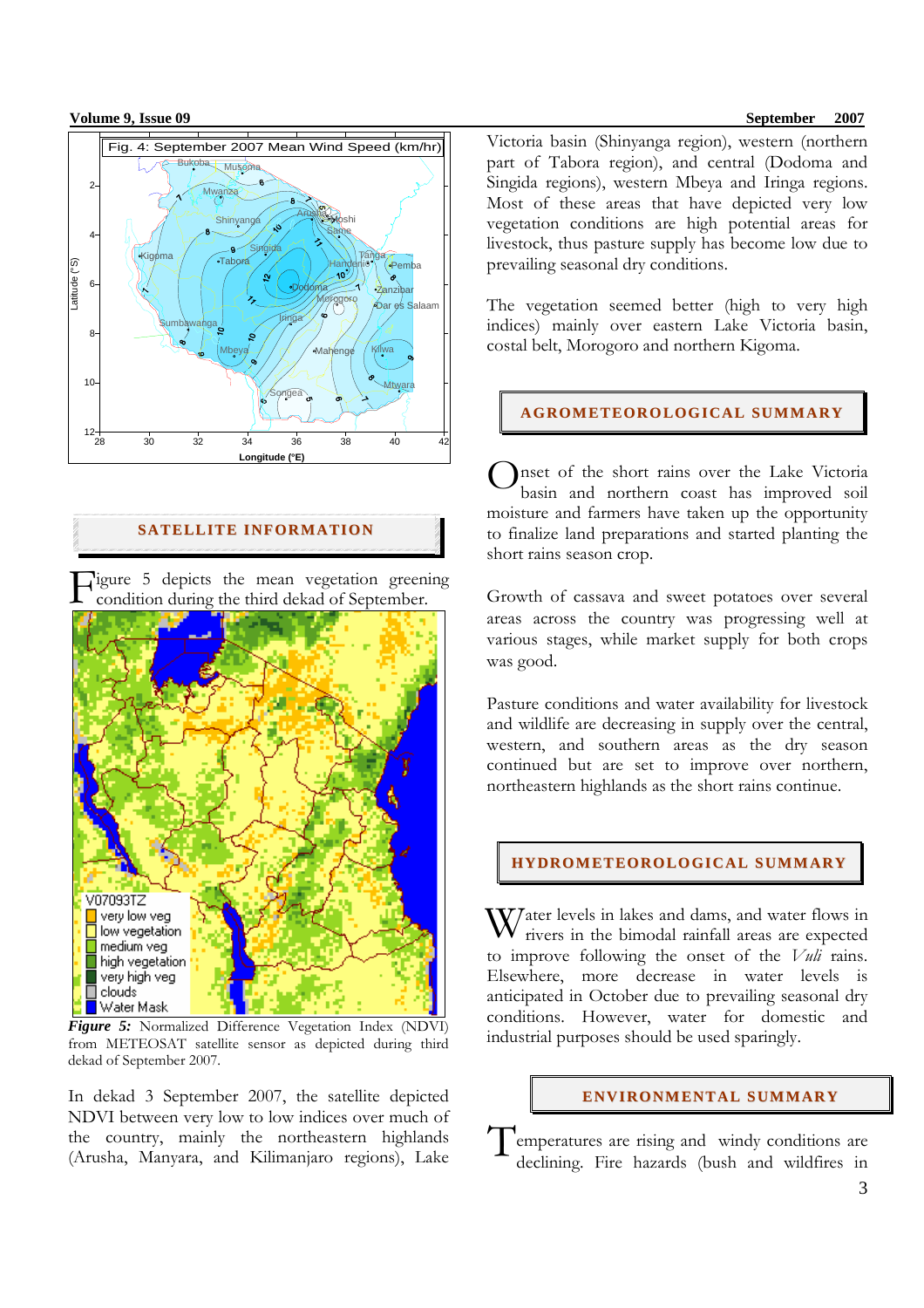Fig. 4: September 2007 Mean Wind Speed (km/hr)

## SATELLITE INFORMATION

Figure 5 depicts the mean vegetation greening condition during the third dekad of September.

***Figure 5:*** Normalized Difference Vegetation Index (NDVI) from METEOSAT satellite sensor as depicted during third dekad of September 2007.

In dekad 3 September 2007, the satellite depicted NDVI between very low to low indices over much of the country, mainly the northeastern highlands (Arusha, Manyara, and Kilimanjaro regions), Lake Victoria basin (Shinyanga region), western (northern part of Tabora region), and central (Dodoma and Singida regions), western Mbeya and Iringa regions. Most of these areas that have depicted very low vegetation conditions are high potential areas for livestock, thus pasture supply has become low due to prevailing seasonal dry conditions.

The vegetation seemed better (high to very high indices) mainly over eastern Lake Victoria basin, costal belt, Morogoro and northern Kigoma.

## AGROMETEOROLOGICAL SUMMARY

Onset of the short rains over the Lake Victoria basin and northern coast has improved soil moisture and farmers have taken up the opportunity to finalize land preparations and started planting the short rains season crop.

Growth of cassava and sweet potatoes over several areas across the country was progressing well at various stages, while market supply for both crops was good.

Pasture conditions and water availability for livestock and wildlife are decreasing in supply over the central, western, and southern areas as the dry season continued but are set to improve over northern, northeastern highlands as the short rains continue.

## HYDROMETEOROLOGICAL SUMMARY

Water levels in lakes and dams, and water flows in rivers in the bimodal rainfall areas are expected to improve following the onset of the *Vuli* rains. Elsewhere, more decrease in water levels is anticipated in October due to prevailing seasonal dry conditions. However, water for domestic and industrial purposes should be used sparingly.

## ENVIRONMENTAL SUMMARY

Temperatures are rising and windy conditions are declining. Fire hazards (bush and wildfires in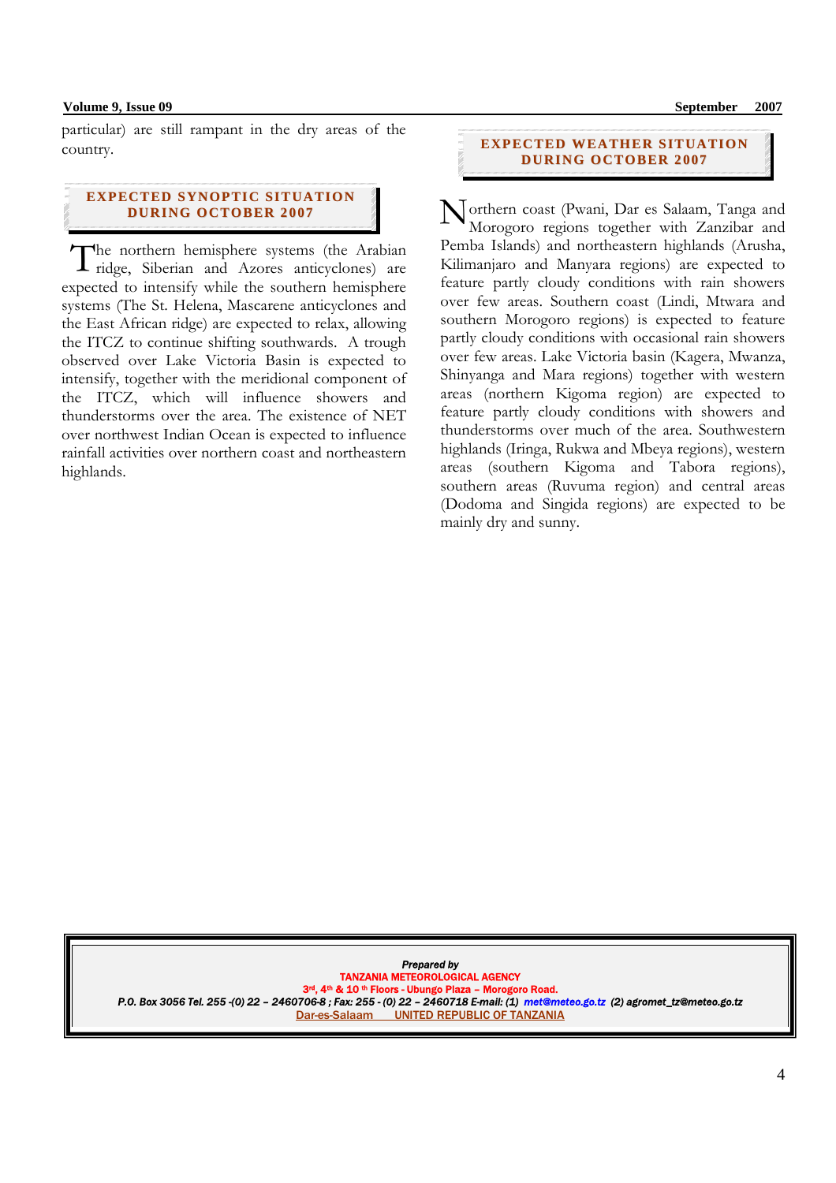particular) are still rampant in the dry areas of the country.

## EXPECTED SYNOPTIC SITUATION DURING OCTOBER 2007

The northern hemisphere systems (the Arabian ridge, Siberian and Azores anticyclones) are expected to intensify while the southern hemisphere systems (The St. Helena, Mascarene anticyclones and the East African ridge) are expected to relax, allowing the ITCZ to continue shifting southwards. A trough observed over Lake Victoria Basin is expected to intensify, together with the meridional component of the ITCZ, which will influence showers and thunderstorms over the area. The existence of NET over northwest Indian Ocean is expected to influence rainfall activities over northern coast and northeastern highlands.

## EXPECTED WEATHER SITUATION DURING OCTOBER 2007

Northern coast (Pwani, Dar es Salaam, Tanga and Morogoro regions together with Zanzibar and Pemba Islands) and northeastern highlands (Arusha, Kilimanjaro and Manyara regions) are expected to feature partly cloudy conditions with rain showers over few areas. Southern coast (Lindi, Mtwara and southern Morogoro regions) is expected to feature partly cloudy conditions with occasional rain showers over few areas. Lake Victoria basin (Kagera, Mwanza, Shinyanga and Mara regions) together with western areas (northern Kigoma region) are expected to feature partly cloudy conditions with showers and thunderstorms over much of the area. Southwestern highlands (Iringa, Rukwa and Mbeya regions), western areas (southern Kigoma and Tabora regions), southern areas (Ruvuma region) and central areas (Dodoma and Singida regions) are expected to be mainly dry and sunny.

*Prepared by*
**TANZANIA METEOROLOGICAL AGENCY**
3rd, 4th & 10th Floors - Ubungo Plaza – Morogoro Road.
P.O. Box 3056 Tel. 255 -(0) 22 – 2460706-8 ; Fax: 255 - (0) 22 – 2460718 E-mail: (1) met@meteo.go.tz (2) agromet_tz@meteo.go.tz
Dar-es-Salaam UNITED REPUBLIC OF TANZANIA